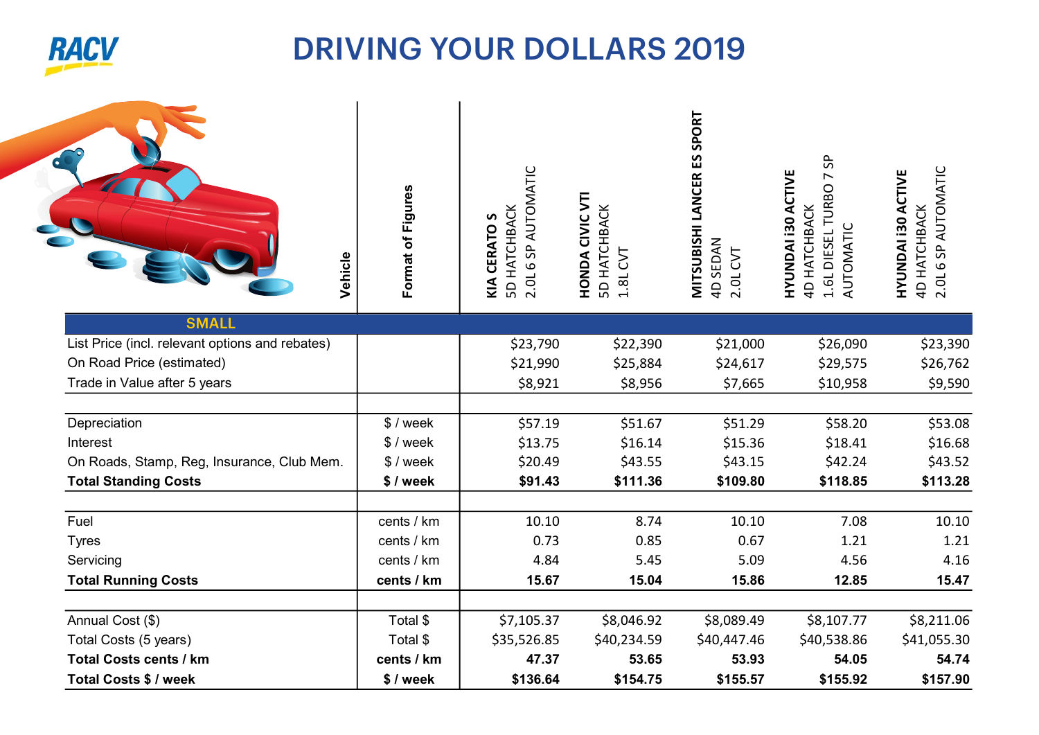# DRIVING YOUR DOLLARS 2019

| Vehicle | Format of Figures | **KIA CERATO S** 5D HATCHBACK 2.0L 6 SP AUTOMATIC | **HONDA CIVIC VTI** 5D HATCHBACK 1.8L CVT | **MITSUBISHI LANCER ES SPORT** 4D SEDAN 2.0L CVT | **HYUNDAI i30 ACTIVE** 4D HATCHBACK 1.6L DIESEL TURBO 7 SP AUTOMATIC | **HYUNDAI i30 ACTIVE** 4D HATCHBACK 2.0L 6 SP AUTOMATIC |
|---|---|---|---|---|---|---|
| **SMALL** | | | | | | |
| List Price (incl. relevant options and rebates) | | $23,790 | $22,390 | $21,000 | $26,090 | $23,390 |
| On Road Price (estimated) | | $21,990 | $25,884 | $24,617 | $29,575 | $26,762 |
| Trade in Value after 5 years | | $8,921 | $8,956 | $7,665 | $10,958 | $9,590 |
| | | | | | | |
| Depreciation | $ / week | $57.19 | $51.67 | $51.29 | $58.20 | $53.08 |
| Interest | $ / week | $13.75 | $16.14 | $15.36 | $18.41 | $16.68 |
| On Roads, Stamp, Reg, Insurance, Club Mem. | $ / week | $20.49 | $43.55 | $43.15 | $42.24 | $43.52 |
| **Total Standing Costs** | **$ / week** | **$91.43** | **$111.36** | **$109.80** | **$118.85** | **$113.28** |
| | | | | | | |
| Fuel | cents / km | 10.10 | 8.74 | 10.10 | 7.08 | 10.10 |
| Tyres | cents / km | 0.73 | 0.85 | 0.67 | 1.21 | 1.21 |
| Servicing | cents / km | 4.84 | 5.45 | 5.09 | 4.56 | 4.16 |
| **Total Running Costs** | **cents / km** | **15.67** | **15.04** | **15.86** | **12.85** | **15.47** |
| | | | | | | |
| Annual Cost ($) | Total $ | $7,105.37 | $8,046.92 | $8,089.49 | $8,107.77 | $8,211.06 |
| Total Costs (5 years) | Total $ | $35,526.85 | $40,234.59 | $40,447.46 | $40,538.86 | $41,055.30 |
| **Total Costs cents / km** | **cents / km** | **47.37** | **53.65** | **53.93** | **54.05** | **54.74** |
| **Total Costs $ / week** | **$ / week** | **$136.64** | **$154.75** | **$155.57** | **$155.92** | **$157.90** |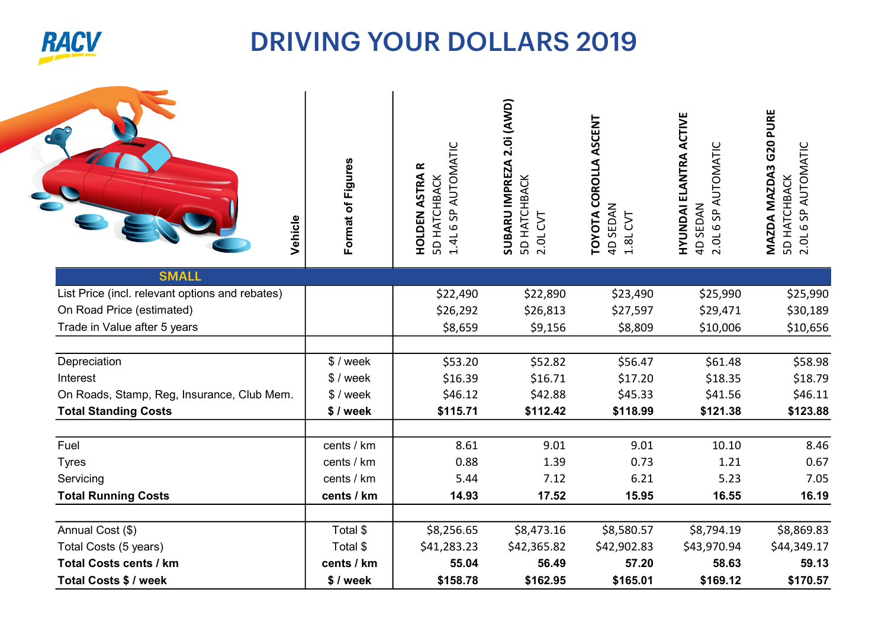# DRIVING YOUR DOLLARS 2019

| Vehicle | Format of Figures | HOLDEN ASTRA R 5D HATCHBACK 1.4L 6 SP AUTOMATIC | SUBARU IMPREZA 2.0i (AWD) 5D HATCHBACK 2.0L CVT | TOYOTA COROLLA ASCENT 4D SEDAN 1.8L CVT | HYUNDAI ELANTRA ACTIVE 4D SEDAN 2.0L 6 SP AUTOMATIC | MAZDA MAZDA3 G20 PURE 5D HATCHBACK 2.0L 6 SP AUTOMATIC |
|---|---|---|---|---|---|---|
| **SMALL** | | | | | | |
| List Price (incl. relevant options and rebates) | | $22,490 | $22,890 | $23,490 | $25,990 | $25,990 |
| On Road Price (estimated) | | $26,292 | $26,813 | $27,597 | $29,471 | $30,189 |
| Trade in Value after 5 years | | $8,659 | $9,156 | $8,809 | $10,006 | $10,656 |
| | | | | | | |
| Depreciation | $ / week | $53.20 | $52.82 | $56.47 | $61.48 | $58.98 |
| Interest | $ / week | $16.39 | $16.71 | $17.20 | $18.35 | $18.79 |
| On Roads, Stamp, Reg, Insurance, Club Mem. | $ / week | $46.12 | $42.88 | $45.33 | $41.56 | $46.11 |
| **Total Standing Costs** | **$ / week** | **$115.71** | **$112.42** | **$118.99** | **$121.38** | **$123.88** |
| | | | | | | |
| Fuel | cents / km | 8.61 | 9.01 | 9.01 | 10.10 | 8.46 |
| Tyres | cents / km | 0.88 | 1.39 | 0.73 | 1.21 | 0.67 |
| Servicing | cents / km | 5.44 | 7.12 | 6.21 | 5.23 | 7.05 |
| **Total Running Costs** | **cents / km** | **14.93** | **17.52** | **15.95** | **16.55** | **16.19** |
| | | | | | | |
| Annual Cost ($) | Total $ | $8,256.65 | $8,473.16 | $8,580.57 | $8,794.19 | $8,869.83 |
| Total Costs (5 years) | Total $ | $41,283.23 | $42,365.82 | $42,902.83 | $43,970.94 | $44,349.17 |
| **Total Costs cents / km** | **cents / km** | **55.04** | **56.49** | **57.20** | **58.63** | **59.13** |
| **Total Costs $ / week** | **$ / week** | **$158.78** | **$162.95** | **$165.01** | **$169.12** | **$170.57** |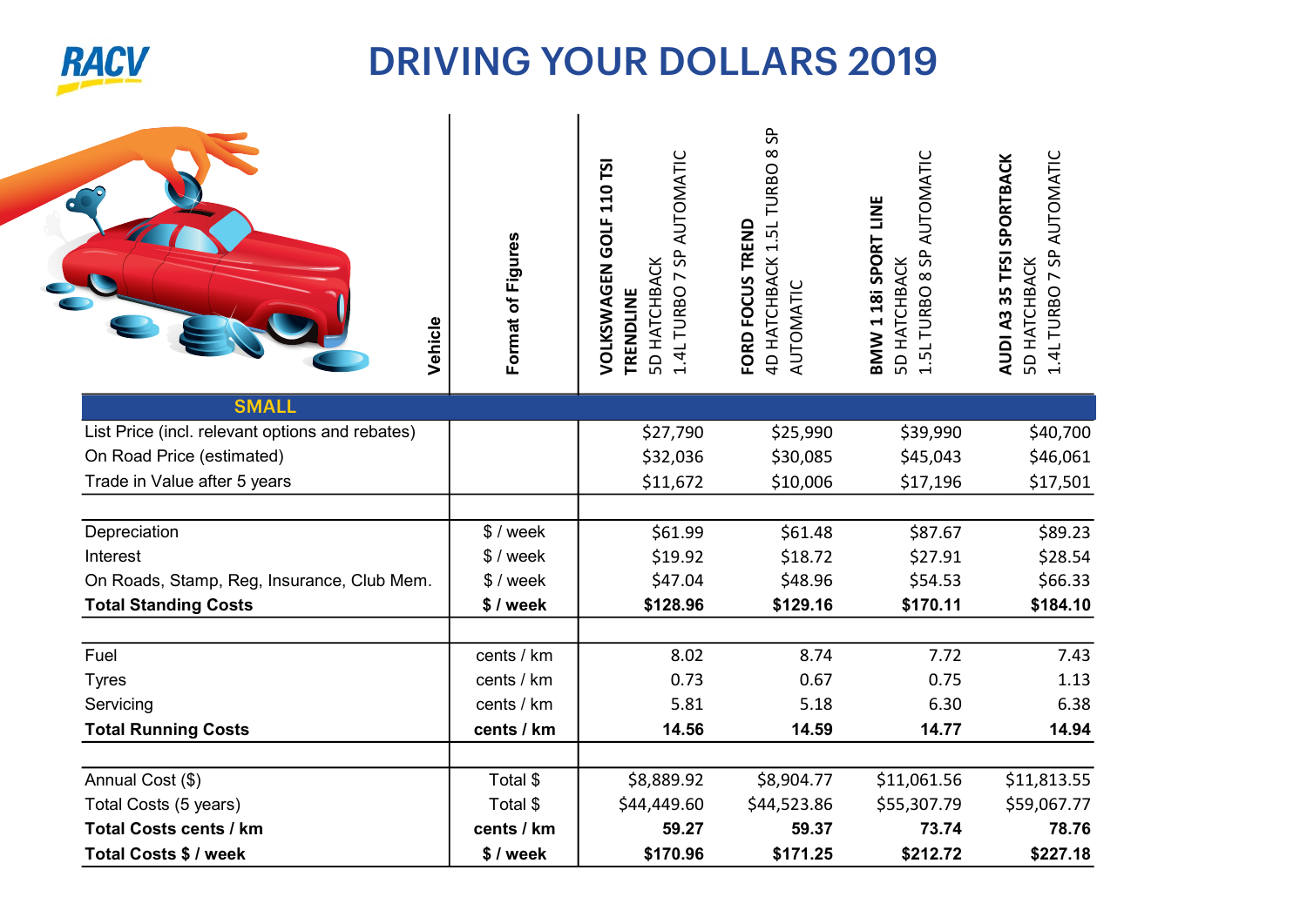# DRIVING YOUR DOLLARS 2019

| Vehicle | Format of Figures | VOLKSWAGEN GOLF 110 TSI TRENDLINE 5D HATCHBACK 1.4L TURBO 7 SP AUTOMATIC | FORD FOCUS TREND 4D HATCHBACK 1.5L TURBO 8 SP AUTOMATIC | BMW 1 18i SPORT LINE 5D HATCHBACK 1.5L TURBO 8 SP AUTOMATIC | AUDI A3 35 TFSI SPORTBACK 5D HATCHBACK 1.4L TURBO 7 SP AUTOMATIC |
|---|---|---|---|---|---|
| **SMALL** | | | | | |
| List Price (incl. relevant options and rebates) | | $27,790 | $25,990 | $39,990 | $40,700 |
| On Road Price (estimated) | | $32,036 | $30,085 | $45,043 | $46,061 |
| Trade in Value after 5 years | | $11,672 | $10,006 | $17,196 | $17,501 |
| | | | | | |
| Depreciation | $ / week | $61.99 | $61.48 | $87.67 | $89.23 |
| Interest | $ / week | $19.92 | $18.72 | $27.91 | $28.54 |
| On Roads, Stamp, Reg, Insurance, Club Mem. | $ / week | $47.04 | $48.96 | $54.53 | $66.33 |
| **Total Standing Costs** | **$ / week** | **$128.96** | **$129.16** | **$170.11** | **$184.10** |
| | | | | | |
| Fuel | cents / km | 8.02 | 8.74 | 7.72 | 7.43 |
| Tyres | cents / km | 0.73 | 0.67 | 0.75 | 1.13 |
| Servicing | cents / km | 5.81 | 5.18 | 6.30 | 6.38 |
| **Total Running Costs** | **cents / km** | **14.56** | **14.59** | **14.77** | **14.94** |
| | | | | | |
| Annual Cost ($) | Total $ | $8,889.92 | $8,904.77 | $11,061.56 | $11,813.55 |
| Total Costs (5 years) | Total $ | $44,449.60 | $44,523.86 | $55,307.79 | $59,067.77 |
| **Total Costs cents / km** | **cents / km** | **59.27** | **59.37** | **73.74** | **78.76** |
| **Total Costs $ / week** | **$ / week** | **$170.96** | **$171.25** | **$212.72** | **$227.18** |